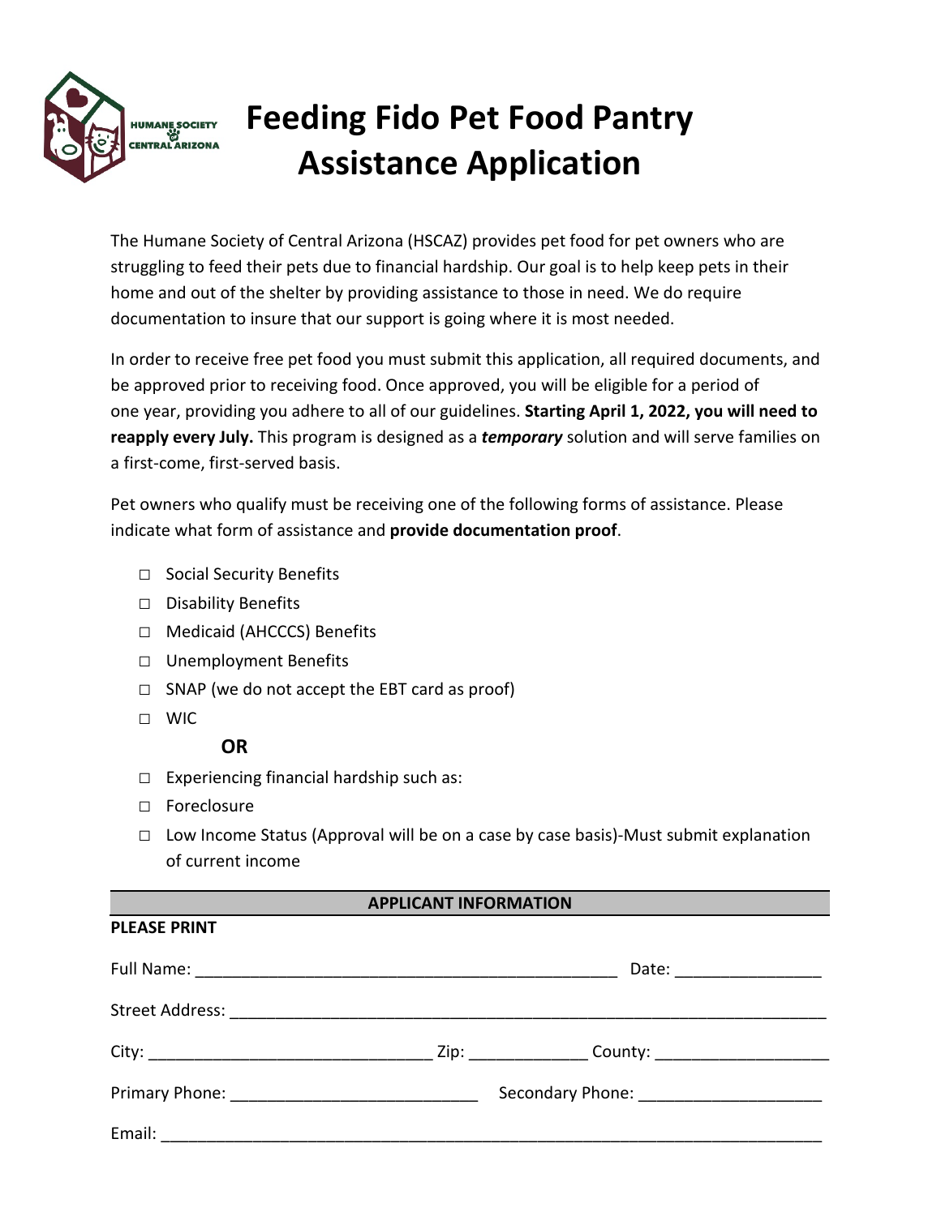# Feeding Fido Pet Food Pantry Assistance Application

The Humane Society of Central Arizona (HSCAZ) provides pet food for pet owners who are struggling to feed their pets due to financial hardship. Our goal is to help keep pets in their home and out of the shelter by providing assistance to those in need. We do require documentation to insure that our support is going where it is most needed.

In order to receive free pet food you must submit this application, all required documents, and be approved prior to receiving food. Once approved, you will be eligible for a period of one year, providing you adhere to all of our guidelines. **Starting April 1, 2022, you will need to reapply every July.** This program is designed as a ***temporary*** solution and will serve families on a first-come, first-served basis.

Pet owners who qualify must be receiving one of the following forms of assistance. Please indicate what form of assistance and **provide documentation proof**.

- ☐ Social Security Benefits
- ☐ Disability Benefits
- ☐ Medicaid (AHCCCS) Benefits
- ☐ Unemployment Benefits
- ☐ SNAP (we do not accept the EBT card as proof)
- ☐ WIC

**OR**

- ☐ Experiencing financial hardship such as:
- ☐ Foreclosure
- ☐ Low Income Status (Approval will be on a case by case basis)-Must submit explanation of current income

## APPLICANT INFORMATION

**PLEASE PRINT**

Full Name: ______________________________________________ Date: ________________

Street Address: ____________________________________________________________________

City: ______________________________ Zip: _____________ County: ___________________

Primary Phone: __________________________ Secondary Phone: ____________________

Email: ______________________________________________________________________________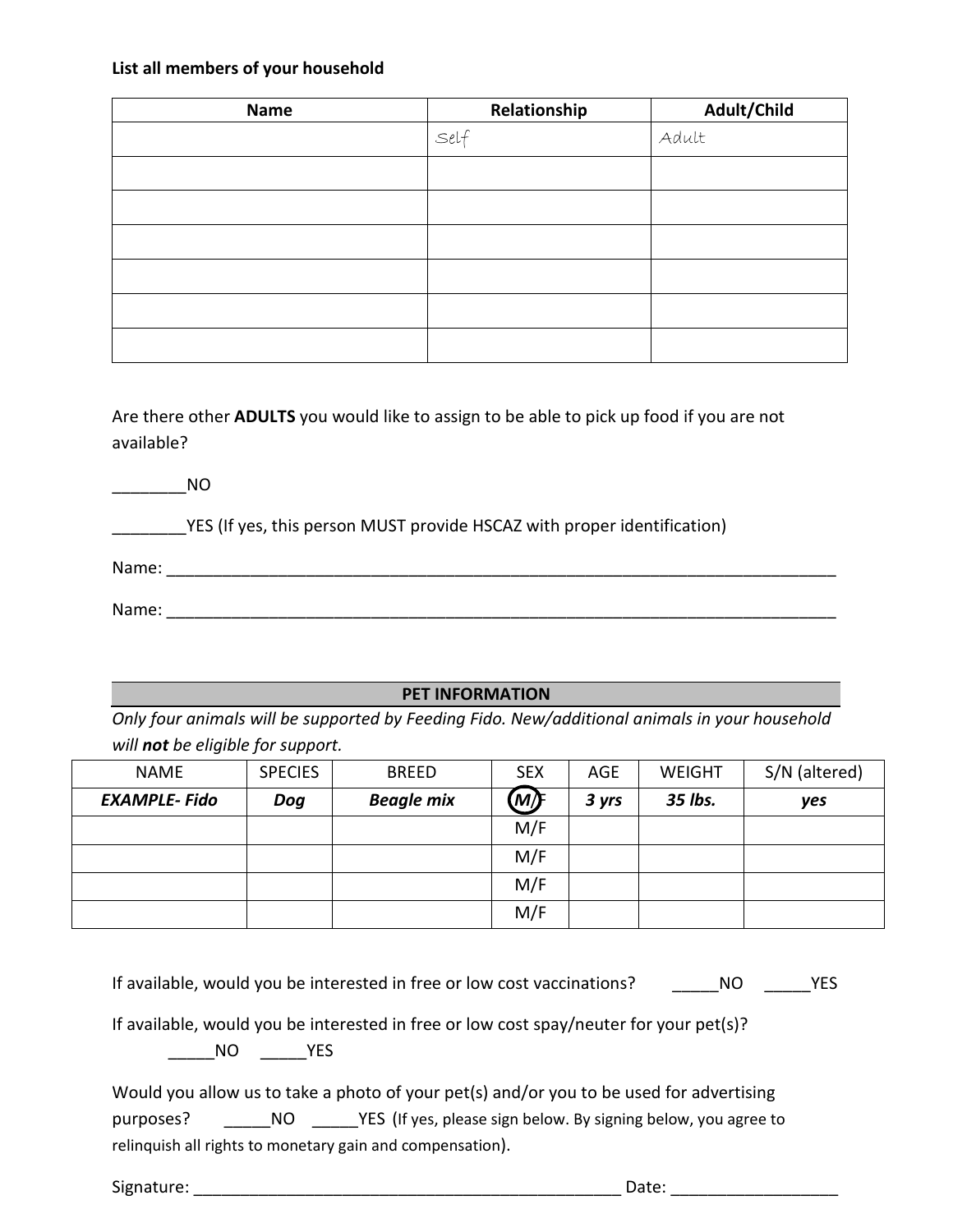**List all members of your household**

| Name | Relationship | Adult/Child |
|---|---|---|
| | Self | Adult |
| | | |
| | | |
| | | |
| | | |
| | | |
| | | |

Are there other **ADULTS** you would like to assign to be able to pick up food if you are not available?

________NO

________YES (If yes, this person MUST provide HSCAZ with proper identification)

Name: ___________________________________________________________________________

Name: ___________________________________________________________________________

**PET INFORMATION**

*Only four animals will be supported by Feeding Fido. New/additional animals in your household will **not** be eligible for support.*

| NAME | SPECIES | BREED | SEX | AGE | WEIGHT | S/N (altered) |
|---|---|---|---|---|---|---|
| ***EXAMPLE- Fido*** | ***Dog*** | ***Beagle mix*** | ***(M)/F*** | ***3 yrs*** | ***35 lbs.*** | ***yes*** |
| | | | M/F | | | |
| | | | M/F | | | |
| | | | M/F | | | |
| | | | M/F | | | |

If available, would you be interested in free or low cost vaccinations? _____NO _____YES

If available, would you be interested in free or low cost spay/neuter for your pet(s)?
_____NO _____YES

Would you allow us to take a photo of your pet(s) and/or you to be used for advertising purposes? _____NO _____YES (If yes, please sign below. By signing below, you agree to relinquish all rights to monetary gain and compensation).

Signature: _________________________________________________ Date: __________________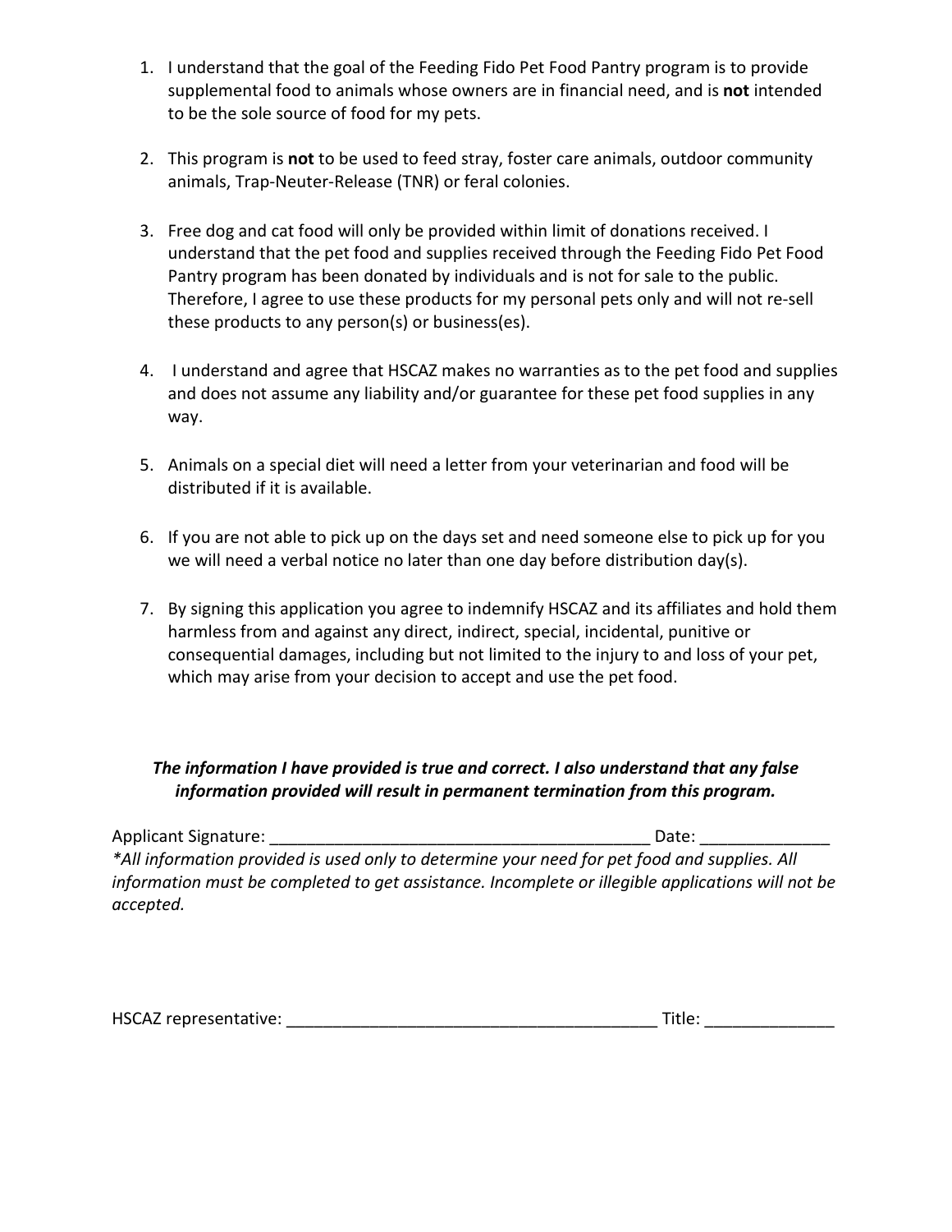1. I understand that the goal of the Feeding Fido Pet Food Pantry program is to provide supplemental food to animals whose owners are in financial need, and is **not** intended to be the sole source of food for my pets.

2. This program is **not** to be used to feed stray, foster care animals, outdoor community animals, Trap-Neuter-Release (TNR) or feral colonies.

3. Free dog and cat food will only be provided within limit of donations received. I understand that the pet food and supplies received through the Feeding Fido Pet Food Pantry program has been donated by individuals and is not for sale to the public. Therefore, I agree to use these products for my personal pets only and will not re-sell these products to any person(s) or business(es).

4. I understand and agree that HSCAZ makes no warranties as to the pet food and supplies and does not assume any liability and/or guarantee for these pet food supplies in any way.

5. Animals on a special diet will need a letter from your veterinarian and food will be distributed if it is available.

6. If you are not able to pick up on the days set and need someone else to pick up for you we will need a verbal notice no later than one day before distribution day(s).

7. By signing this application you agree to indemnify HSCAZ and its affiliates and hold them harmless from and against any direct, indirect, special, incidental, punitive or consequential damages, including but not limited to the injury to and loss of your pet, which may arise from your decision to accept and use the pet food.

***The information I have provided is true and correct. I also understand that any false information provided will result in permanent termination from this program.***

Applicant Signature: __________________________________________ Date: ______________

*\*All information provided is used only to determine your need for pet food and supplies. All information must be completed to get assistance. Incomplete or illegible applications will not be accepted.*

HSCAZ representative: __________________________________________ Title: ______________